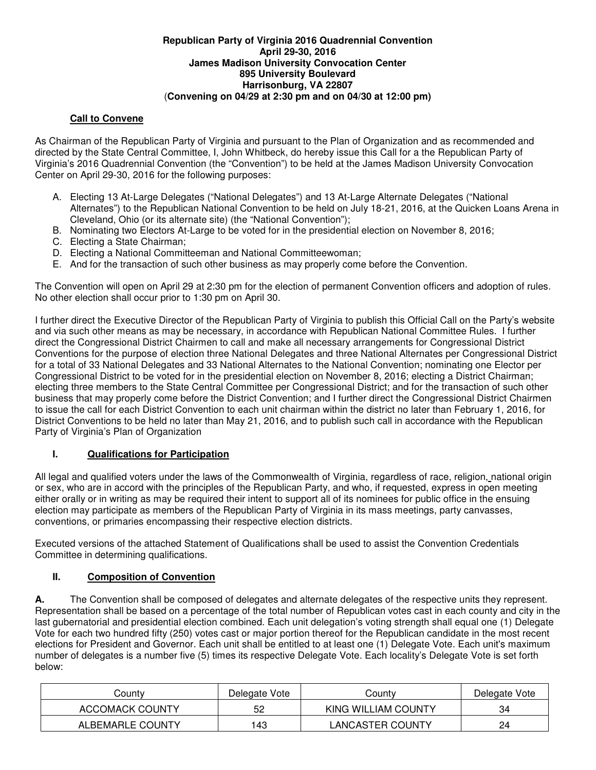**Republican Party of Virginia 2016 Quadrennial Convention**
**April 29-30, 2016**
**James Madison University Convocation Center**
**895 University Boulevard**
**Harrisonburg, VA 22807**
(**Convening on 04/29 at 2:30 pm and on 04/30 at 12:00 pm)**

## Call to Convene

As Chairman of the Republican Party of Virginia and pursuant to the Plan of Organization and as recommended and directed by the State Central Committee, I, John Whitbeck, do hereby issue this Call for a the Republican Party of Virginia's 2016 Quadrennial Convention (the "Convention") to be held at the James Madison University Convocation Center on April 29-30, 2016 for the following purposes:

A. Electing 13 At-Large Delegates ("National Delegates") and 13 At-Large Alternate Delegates ("National Alternates") to the Republican National Convention to be held on July 18-21, 2016, at the Quicken Loans Arena in Cleveland, Ohio (or its alternate site) (the "National Convention");
B. Nominating two Electors At-Large to be voted for in the presidential election on November 8, 2016;
C. Electing a State Chairman;
D. Electing a National Committeeman and National Committeewoman;
E. And for the transaction of such other business as may properly come before the Convention.

The Convention will open on April 29 at 2:30 pm for the election of permanent Convention officers and adoption of rules. No other election shall occur prior to 1:30 pm on April 30.

I further direct the Executive Director of the Republican Party of Virginia to publish this Official Call on the Party's website and via such other means as may be necessary, in accordance with Republican National Committee Rules. I further direct the Congressional District Chairmen to call and make all necessary arrangements for Congressional District Conventions for the purpose of election three National Delegates and three National Alternates per Congressional District for a total of 33 National Delegates and 33 National Alternates to the National Convention; nominating one Elector per Congressional District to be voted for in the presidential election on November 8, 2016; electing a District Chairman; electing three members to the State Central Committee per Congressional District; and for the transaction of such other business that may properly come before the District Convention; and I further direct the Congressional District Chairmen to issue the call for each District Convention to each unit chairman within the district no later than February 1, 2016, for District Conventions to be held no later than May 21, 2016, and to publish such call in accordance with the Republican Party of Virginia's Plan of Organization

## I. Qualifications for Participation

All legal and qualified voters under the laws of the Commonwealth of Virginia, regardless of race, religion, national origin or sex, who are in accord with the principles of the Republican Party, and who, if requested, express in open meeting either orally or in writing as may be required their intent to support all of its nominees for public office in the ensuing election may participate as members of the Republican Party of Virginia in its mass meetings, party canvasses, conventions, or primaries encompassing their respective election districts.

Executed versions of the attached Statement of Qualifications shall be used to assist the Convention Credentials Committee in determining qualifications.

## II. Composition of Convention

**A.** The Convention shall be composed of delegates and alternate delegates of the respective units they represent. Representation shall be based on a percentage of the total number of Republican votes cast in each county and city in the last gubernatorial and presidential election combined. Each unit delegation's voting strength shall equal one (1) Delegate Vote for each two hundred fifty (250) votes cast or major portion thereof for the Republican candidate in the most recent elections for President and Governor. Each unit shall be entitled to at least one (1) Delegate Vote. Each unit's maximum number of delegates is a number five (5) times its respective Delegate Vote. Each locality's Delegate Vote is set forth below:

| County | Delegate Vote | County | Delegate Vote |
|---|---|---|---|
| ACCOMACK COUNTY | 52 | KING WILLIAM COUNTY | 34 |
| ALBEMARLE COUNTY | 143 | LANCASTER COUNTY | 24 |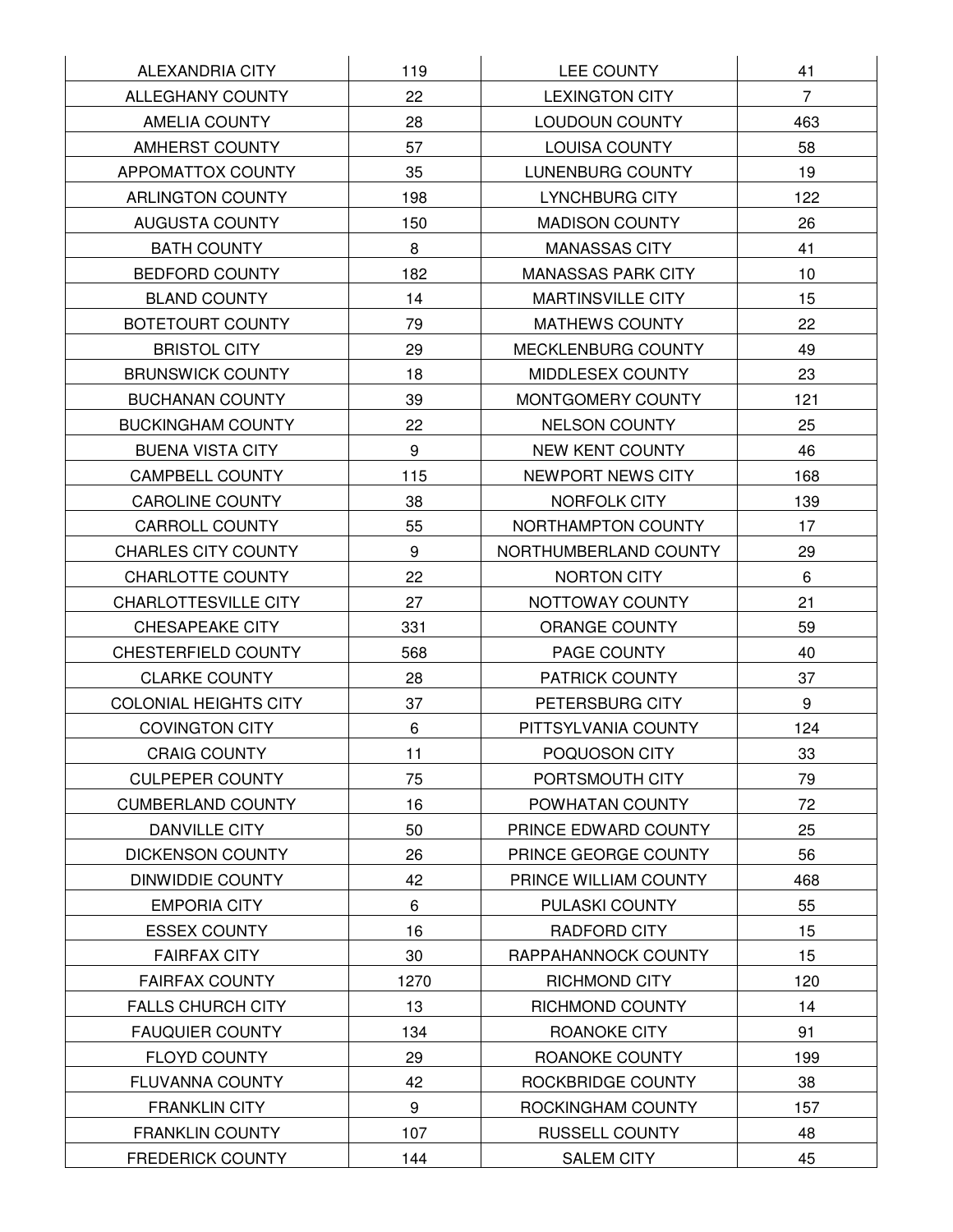| ALEXANDRIA CITY | 119 | LEE COUNTY | 41 |
|---|---|---|---|
| ALLEGHANY COUNTY | 22 | LEXINGTON CITY | 7 |
| AMELIA COUNTY | 28 | LOUDOUN COUNTY | 463 |
| AMHERST COUNTY | 57 | LOUISA COUNTY | 58 |
| APPOMATTOX COUNTY | 35 | LUNENBURG COUNTY | 19 |
| ARLINGTON COUNTY | 198 | LYNCHBURG CITY | 122 |
| AUGUSTA COUNTY | 150 | MADISON COUNTY | 26 |
| BATH COUNTY | 8 | MANASSAS CITY | 41 |
| BEDFORD COUNTY | 182 | MANASSAS PARK CITY | 10 |
| BLAND COUNTY | 14 | MARTINSVILLE CITY | 15 |
| BOTETOURT COUNTY | 79 | MATHEWS COUNTY | 22 |
| BRISTOL CITY | 29 | MECKLENBURG COUNTY | 49 |
| BRUNSWICK COUNTY | 18 | MIDDLESEX COUNTY | 23 |
| BUCHANAN COUNTY | 39 | MONTGOMERY COUNTY | 121 |
| BUCKINGHAM COUNTY | 22 | NELSON COUNTY | 25 |
| BUENA VISTA CITY | 9 | NEW KENT COUNTY | 46 |
| CAMPBELL COUNTY | 115 | NEWPORT NEWS CITY | 168 |
| CAROLINE COUNTY | 38 | NORFOLK CITY | 139 |
| CARROLL COUNTY | 55 | NORTHAMPTON COUNTY | 17 |
| CHARLES CITY COUNTY | 9 | NORTHUMBERLAND COUNTY | 29 |
| CHARLOTTE COUNTY | 22 | NORTON CITY | 6 |
| CHARLOTTESVILLE CITY | 27 | NOTTOWAY COUNTY | 21 |
| CHESAPEAKE CITY | 331 | ORANGE COUNTY | 59 |
| CHESTERFIELD COUNTY | 568 | PAGE COUNTY | 40 |
| CLARKE COUNTY | 28 | PATRICK COUNTY | 37 |
| COLONIAL HEIGHTS CITY | 37 | PETERSBURG CITY | 9 |
| COVINGTON CITY | 6 | PITTSYLVANIA COUNTY | 124 |
| CRAIG COUNTY | 11 | POQUOSON CITY | 33 |
| CULPEPER COUNTY | 75 | PORTSMOUTH CITY | 79 |
| CUMBERLAND COUNTY | 16 | POWHATAN COUNTY | 72 |
| DANVILLE CITY | 50 | PRINCE EDWARD COUNTY | 25 |
| DICKENSON COUNTY | 26 | PRINCE GEORGE COUNTY | 56 |
| DINWIDDIE COUNTY | 42 | PRINCE WILLIAM COUNTY | 468 |
| EMPORIA CITY | 6 | PULASKI COUNTY | 55 |
| ESSEX COUNTY | 16 | RADFORD CITY | 15 |
| FAIRFAX CITY | 30 | RAPPAHANNOCK COUNTY | 15 |
| FAIRFAX COUNTY | 1270 | RICHMOND CITY | 120 |
| FALLS CHURCH CITY | 13 | RICHMOND COUNTY | 14 |
| FAUQUIER COUNTY | 134 | ROANOKE CITY | 91 |
| FLOYD COUNTY | 29 | ROANOKE COUNTY | 199 |
| FLUVANNA COUNTY | 42 | ROCKBRIDGE COUNTY | 38 |
| FRANKLIN CITY | 9 | ROCKINGHAM COUNTY | 157 |
| FRANKLIN COUNTY | 107 | RUSSELL COUNTY | 48 |
| FREDERICK COUNTY | 144 | SALEM CITY | 45 |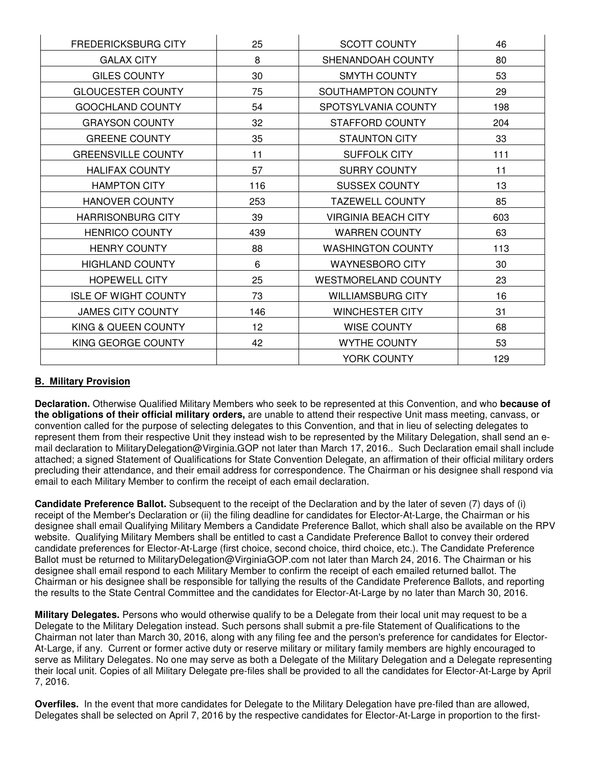| | | | |
|---|---|---|---|
| FREDERICKSBURG CITY | 25 | SCOTT COUNTY | 46 |
| GALAX CITY | 8 | SHENANDOAH COUNTY | 80 |
| GILES COUNTY | 30 | SMYTH COUNTY | 53 |
| GLOUCESTER COUNTY | 75 | SOUTHAMPTON COUNTY | 29 |
| GOOCHLAND COUNTY | 54 | SPOTSYLVANIA COUNTY | 198 |
| GRAYSON COUNTY | 32 | STAFFORD COUNTY | 204 |
| GREENE COUNTY | 35 | STAUNTON CITY | 33 |
| GREENSVILLE COUNTY | 11 | SUFFOLK CITY | 111 |
| HALIFAX COUNTY | 57 | SURRY COUNTY | 11 |
| HAMPTON CITY | 116 | SUSSEX COUNTY | 13 |
| HANOVER COUNTY | 253 | TAZEWELL COUNTY | 85 |
| HARRISONBURG CITY | 39 | VIRGINIA BEACH CITY | 603 |
| HENRICO COUNTY | 439 | WARREN COUNTY | 63 |
| HENRY COUNTY | 88 | WASHINGTON COUNTY | 113 |
| HIGHLAND COUNTY | 6 | WAYNESBORO CITY | 30 |
| HOPEWELL CITY | 25 | WESTMORELAND COUNTY | 23 |
| ISLE OF WIGHT COUNTY | 73 | WILLIAMSBURG CITY | 16 |
| JAMES CITY COUNTY | 146 | WINCHESTER CITY | 31 |
| KING & QUEEN COUNTY | 12 | WISE COUNTY | 68 |
| KING GEORGE COUNTY | 42 | WYTHE COUNTY | 53 |
| | | YORK COUNTY | 129 |

**B. Military Provision**

**Declaration.** Otherwise Qualified Military Members who seek to be represented at this Convention, and who **because of the obligations of their official military orders,** are unable to attend their respective Unit mass meeting, canvass, or convention called for the purpose of selecting delegates to this Convention, and that in lieu of selecting delegates to represent them from their respective Unit they instead wish to be represented by the Military Delegation, shall send an e-mail declaration to MilitaryDelegation@Virginia.GOP not later than March 17, 2016.. Such Declaration email shall include attached; a signed Statement of Qualifications for State Convention Delegate, an affirmation of their official military orders precluding their attendance, and their email address for correspondence. The Chairman or his designee shall respond via email to each Military Member to confirm the receipt of each email declaration.

**Candidate Preference Ballot.** Subsequent to the receipt of the Declaration and by the later of seven (7) days of (i) receipt of the Member's Declaration or (ii) the filing deadline for candidates for Elector-At-Large, the Chairman or his designee shall email Qualifying Military Members a Candidate Preference Ballot, which shall also be available on the RPV website. Qualifying Military Members shall be entitled to cast a Candidate Preference Ballot to convey their ordered candidate preferences for Elector-At-Large (first choice, second choice, third choice, etc.). The Candidate Preference Ballot must be returned to MilitaryDelegation@VirginiaGOP.com not later than March 24, 2016. The Chairman or his designee shall email respond to each Military Member to confirm the receipt of each emailed returned ballot. The Chairman or his designee shall be responsible for tallying the results of the Candidate Preference Ballots, and reporting the results to the State Central Committee and the candidates for Elector-At-Large by no later than March 30, 2016.

**Military Delegates.** Persons who would otherwise qualify to be a Delegate from their local unit may request to be a Delegate to the Military Delegation instead. Such persons shall submit a pre-file Statement of Qualifications to the Chairman not later than March 30, 2016, along with any filing fee and the person's preference for candidates for Elector-At-Large, if any. Current or former active duty or reserve military or military family members are highly encouraged to serve as Military Delegates. No one may serve as both a Delegate of the Military Delegation and a Delegate representing their local unit. Copies of all Military Delegate pre-files shall be provided to all the candidates for Elector-At-Large by April 7, 2016.

**Overfiles.** In the event that more candidates for Delegate to the Military Delegation have pre-filed than are allowed, Delegates shall be selected on April 7, 2016 by the respective candidates for Elector-At-Large in proportion to the first-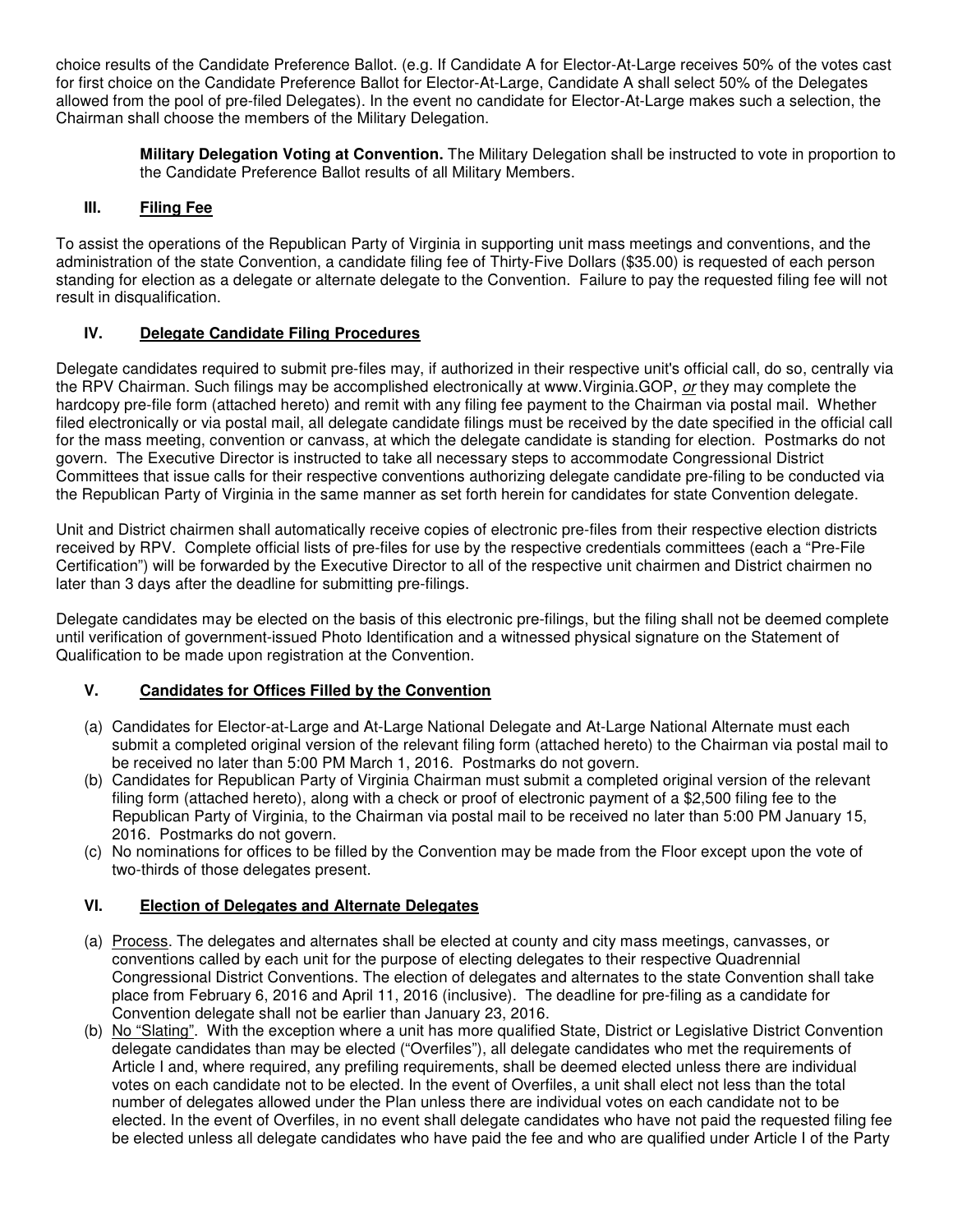choice results of the Candidate Preference Ballot. (e.g. If Candidate A for Elector-At-Large receives 50% of the votes cast for first choice on the Candidate Preference Ballot for Elector-At-Large, Candidate A shall select 50% of the Delegates allowed from the pool of pre-filed Delegates). In the event no candidate for Elector-At-Large makes such a selection, the Chairman shall choose the members of the Military Delegation.

> **Military Delegation Voting at Convention.** The Military Delegation shall be instructed to vote in proportion to the Candidate Preference Ballot results of all Military Members.

## III. Filing Fee

To assist the operations of the Republican Party of Virginia in supporting unit mass meetings and conventions, and the administration of the state Convention, a candidate filing fee of Thirty-Five Dollars ($35.00) is requested of each person standing for election as a delegate or alternate delegate to the Convention. Failure to pay the requested filing fee will not result in disqualification.

## IV. Delegate Candidate Filing Procedures

Delegate candidates required to submit pre-files may, if authorized in their respective unit's official call, do so, centrally via the RPV Chairman. Such filings may be accomplished electronically at www.Virginia.GOP, *or* they may complete the hardcopy pre-file form (attached hereto) and remit with any filing fee payment to the Chairman via postal mail. Whether filed electronically or via postal mail, all delegate candidate filings must be received by the date specified in the official call for the mass meeting, convention or canvass, at which the delegate candidate is standing for election. Postmarks do not govern. The Executive Director is instructed to take all necessary steps to accommodate Congressional District Committees that issue calls for their respective conventions authorizing delegate candidate pre-filing to be conducted via the Republican Party of Virginia in the same manner as set forth herein for candidates for state Convention delegate.

Unit and District chairmen shall automatically receive copies of electronic pre-files from their respective election districts received by RPV. Complete official lists of pre-files for use by the respective credentials committees (each a "Pre-File Certification") will be forwarded by the Executive Director to all of the respective unit chairmen and District chairmen no later than 3 days after the deadline for submitting pre-filings.

Delegate candidates may be elected on the basis of this electronic pre-filings, but the filing shall not be deemed complete until verification of government-issued Photo Identification and a witnessed physical signature on the Statement of Qualification to be made upon registration at the Convention.

## V. Candidates for Offices Filled by the Convention

(a) Candidates for Elector-at-Large and At-Large National Delegate and At-Large National Alternate must each submit a completed original version of the relevant filing form (attached hereto) to the Chairman via postal mail to be received no later than 5:00 PM March 1, 2016. Postmarks do not govern.

(b) Candidates for Republican Party of Virginia Chairman must submit a completed original version of the relevant filing form (attached hereto), along with a check or proof of electronic payment of a $2,500 filing fee to the Republican Party of Virginia, to the Chairman via postal mail to be received no later than 5:00 PM January 15, 2016. Postmarks do not govern.

(c) No nominations for offices to be filled by the Convention may be made from the Floor except upon the vote of two-thirds of those delegates present.

## VI. Election of Delegates and Alternate Delegates

(a) Process. The delegates and alternates shall be elected at county and city mass meetings, canvasses, or conventions called by each unit for the purpose of electing delegates to their respective Quadrennial Congressional District Conventions. The election of delegates and alternates to the state Convention shall take place from February 6, 2016 and April 11, 2016 (inclusive). The deadline for pre-filing as a candidate for Convention delegate shall not be earlier than January 23, 2016.

(b) No "Slating". With the exception where a unit has more qualified State, District or Legislative District Convention delegate candidates than may be elected ("Overfiles"), all delegate candidates who met the requirements of Article I and, where required, any prefiling requirements, shall be deemed elected unless there are individual votes on each candidate not to be elected. In the event of Overfiles, a unit shall elect not less than the total number of delegates allowed under the Plan unless there are individual votes on each candidate not to be elected. In the event of Overfiles, in no event shall delegate candidates who have not paid the requested filing fee be elected unless all delegate candidates who have paid the fee and who are qualified under Article I of the Party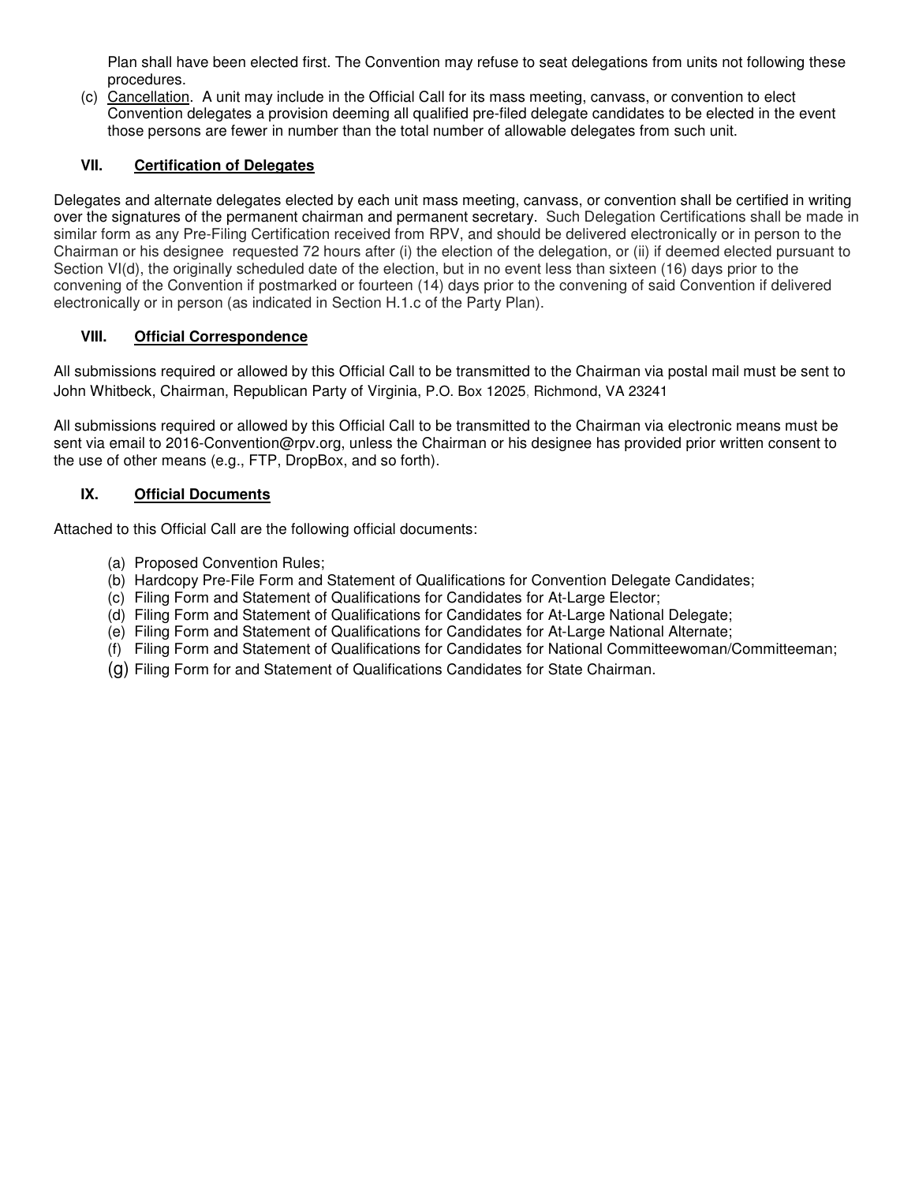Plan shall have been elected first. The Convention may refuse to seat delegations from units not following these procedures.

(c) Cancellation. A unit may include in the Official Call for its mass meeting, canvass, or convention to elect Convention delegates a provision deeming all qualified pre-filed delegate candidates to be elected in the event those persons are fewer in number than the total number of allowable delegates from such unit.

## VII. Certification of Delegates

Delegates and alternate delegates elected by each unit mass meeting, canvass, or convention shall be certified in writing over the signatures of the permanent chairman and permanent secretary. Such Delegation Certifications shall be made in similar form as any Pre-Filing Certification received from RPV, and should be delivered electronically or in person to the Chairman or his designee requested 72 hours after (i) the election of the delegation, or (ii) if deemed elected pursuant to Section VI(d), the originally scheduled date of the election, but in no event less than sixteen (16) days prior to the convening of the Convention if postmarked or fourteen (14) days prior to the convening of said Convention if delivered electronically or in person (as indicated in Section H.1.c of the Party Plan).

## VIII. Official Correspondence

All submissions required or allowed by this Official Call to be transmitted to the Chairman via postal mail must be sent to John Whitbeck, Chairman, Republican Party of Virginia, P.O. Box 12025, Richmond, VA 23241

All submissions required or allowed by this Official Call to be transmitted to the Chairman via electronic means must be sent via email to 2016-Convention@rpv.org, unless the Chairman or his designee has provided prior written consent to the use of other means (e.g., FTP, DropBox, and so forth).

## IX. Official Documents

Attached to this Official Call are the following official documents:

(a) Proposed Convention Rules;
(b) Hardcopy Pre-File Form and Statement of Qualifications for Convention Delegate Candidates;
(c) Filing Form and Statement of Qualifications for Candidates for At-Large Elector;
(d) Filing Form and Statement of Qualifications for Candidates for At-Large National Delegate;
(e) Filing Form and Statement of Qualifications for Candidates for At-Large National Alternate;
(f) Filing Form and Statement of Qualifications for Candidates for National Committeewoman/Committeeman;
(g) Filing Form for and Statement of Qualifications Candidates for State Chairman.